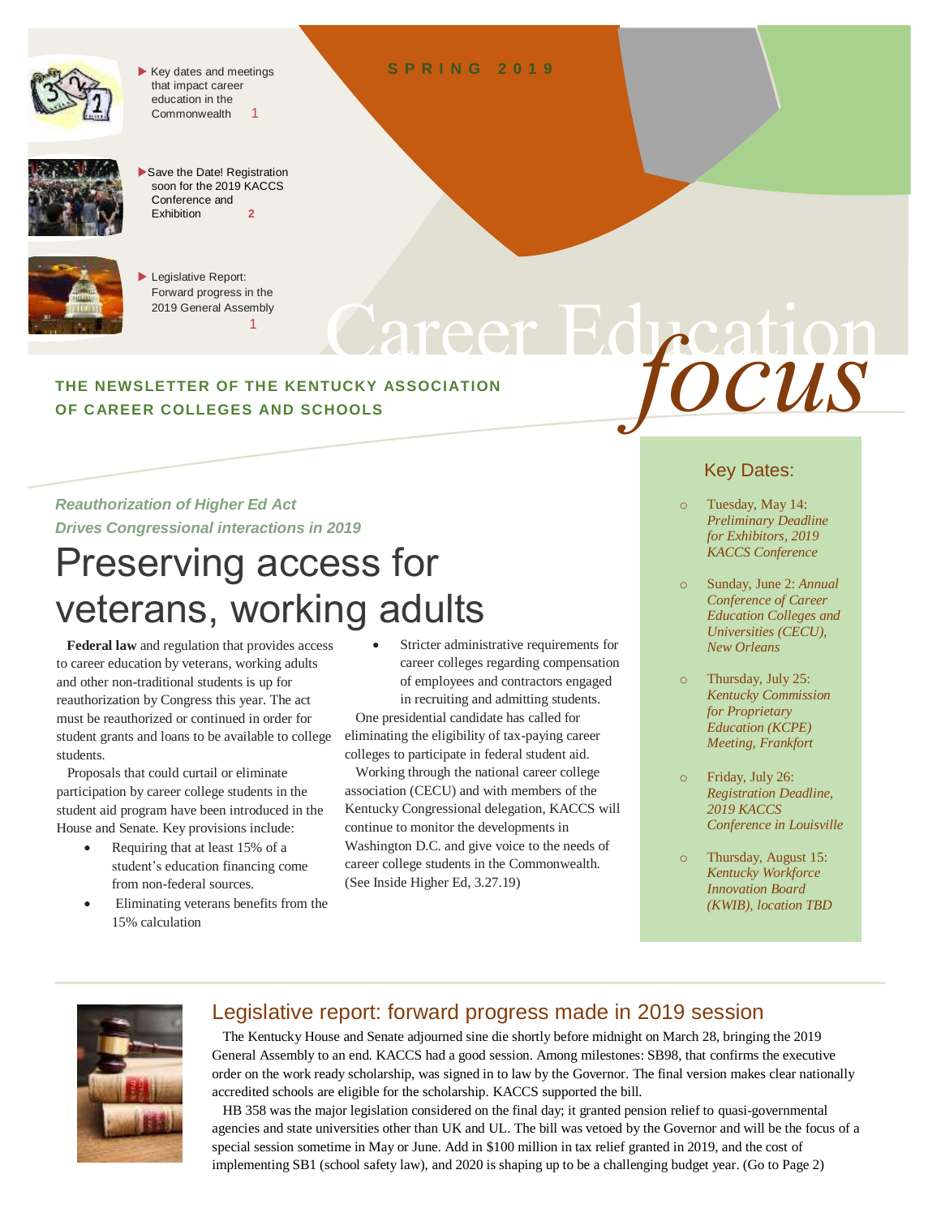- Key dates and meetings that impact career education in the Commonwealth 1
- Save the Date! Registration soon for the 2019 KACCS Conference and Exhibition 2
- Legislative Report: Forward progress in the 2019 General Assembly 1

SPRING 2019

# Career Education *focus*

**THE NEWSLETTER OF THE KENTUCKY ASSOCIATION OF CAREER COLLEGES AND SCHOOLS**

*Reauthorization of Higher Ed Act Drives Congressional interactions in 2019*

## Preserving access for veterans, working adults

**Federal law** and regulation that provides access to career education by veterans, working adults and other non-traditional students is up for reauthorization by Congress this year. The act must be reauthorized or continued in order for student grants and loans to be available to college students.

Proposals that could curtail or eliminate participation by career college students in the student aid program have been introduced in the House and Senate. Key provisions include:

- Requiring that at least 15% of a student's education financing come from non-federal sources.
- Eliminating veterans benefits from the 15% calculation
- Stricter administrative requirements for career colleges regarding compensation of employees and contractors engaged in recruiting and admitting students.

One presidential candidate has called for eliminating the eligibility of tax-paying career colleges to participate in federal student aid.

Working through the national career college association (CECU) and with members of the Kentucky Congressional delegation, KACCS will continue to monitor the developments in Washington D.C. and give voice to the needs of career college students in the Commonwealth. (See Inside Higher Ed, 3.27.19)

### Key Dates:

- Tuesday, May 14: *Preliminary Deadline for Exhibitors, 2019 KACCS Conference*
- Sunday, June 2: *Annual Conference of Career Education Colleges and Universities (CECU), New Orleans*
- Thursday, July 25: *Kentucky Commission for Proprietary Education (KCPE) Meeting, Frankfort*
- Friday, July 26: *Registration Deadline, 2019 KACCS Conference in Louisville*
- Thursday, August 15: *Kentucky Workforce Innovation Board (KWIB), location TBD*

## Legislative report: forward progress made in 2019 session

The Kentucky House and Senate adjourned sine die shortly before midnight on March 28, bringing the 2019 General Assembly to an end. KACCS had a good session. Among milestones: SB98, that confirms the executive order on the work ready scholarship, was signed in to law by the Governor. The final version makes clear nationally accredited schools are eligible for the scholarship. KACCS supported the bill.

HB 358 was the major legislation considered on the final day; it granted pension relief to quasi-governmental agencies and state universities other than UK and UL. The bill was vetoed by the Governor and will be the focus of a special session sometime in May or June. Add in $100 million in tax relief granted in 2019, and the cost of implementing SB1 (school safety law), and 2020 is shaping up to be a challenging budget year. (Go to Page 2)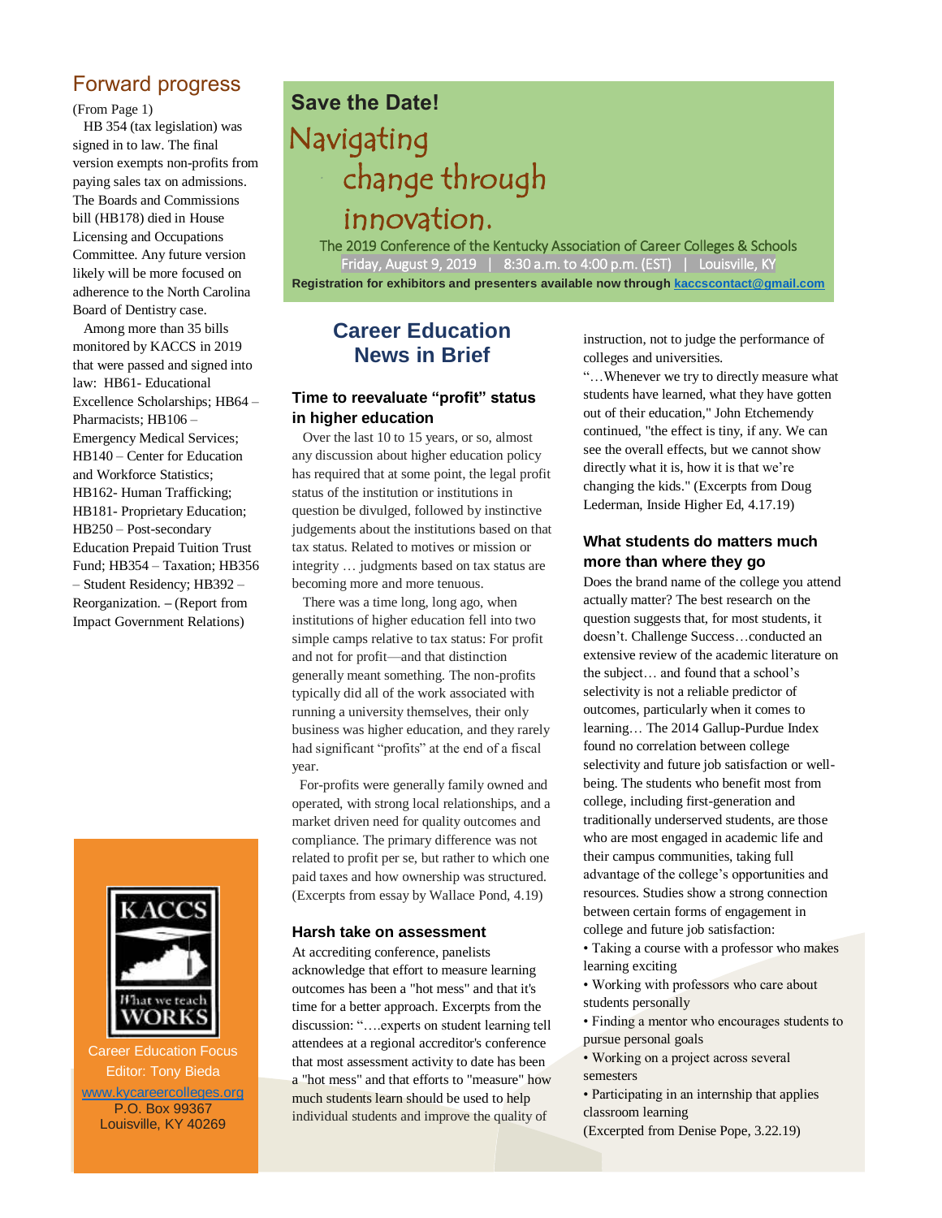## Forward progress

(From Page 1)

HB 354 (tax legislation) was signed in to law. The final version exempts non-profits from paying sales tax on admissions. The Boards and Commissions bill (HB178) died in House Licensing and Occupations Committee. Any future version likely will be more focused on adherence to the North Carolina Board of Dentistry case.

Among more than 35 bills monitored by KACCS in 2019 that were passed and signed into law: HB61- Educational Excellence Scholarships; HB64 – Pharmacists; HB106 – Emergency Medical Services; HB140 – Center for Education and Workforce Statistics; HB162- Human Trafficking; HB181- Proprietary Education; HB250 – Post-secondary Education Prepaid Tuition Trust Fund; HB354 – Taxation; HB356 – Student Residency; HB392 – Reorganization. – (Report from Impact Government Relations)

KACCS

What we teach WORKS

Career Education Focus
Editor: Tony Bieda
www.kycareercolleges.org
P.O. Box 99367
Louisville, KY 40269

## Save the Date!

# Navigating change through innovation.

The 2019 Conference of the Kentucky Association of Career Colleges & Schools

Friday, August 9, 2019 | 8:30 a.m. to 4:00 p.m. (EST) | Louisville, KY

**Registration for exhibitors and presenters available now through kaccscontact@gmail.com**

## Career Education News in Brief

### Time to reevaluate "profit" status in higher education

Over the last 10 to 15 years, or so, almost any discussion about higher education policy has required that at some point, the legal profit status of the institution or institutions in question be divulged, followed by instinctive judgements about the institutions based on that tax status. Related to motives or mission or integrity … judgments based on tax status are becoming more and more tenuous.

There was a time long, long ago, when institutions of higher education fell into two simple camps relative to tax status: For profit and not for profit—and that distinction generally meant something. The non-profits typically did all of the work associated with running a university themselves, their only business was higher education, and they rarely had significant "profits" at the end of a fiscal year.

For-profits were generally family owned and operated, with strong local relationships, and a market driven need for quality outcomes and compliance. The primary difference was not related to profit per se, but rather to which one paid taxes and how ownership was structured. (Excerpts from essay by Wallace Pond, 4.19)

### Harsh take on assessment

At accrediting conference, panelists acknowledge that effort to measure learning outcomes has been a "hot mess" and that it's time for a better approach. Excerpts from the discussion: "….experts on student learning tell attendees at a regional accreditor's conference that most assessment activity to date has been a "hot mess" and that efforts to "measure" how much students learn should be used to help individual students and improve the quality of instruction, not to judge the performance of colleges and universities.

"…Whenever we try to directly measure what students have learned, what they have gotten out of their education," John Etchemendy continued, "the effect is tiny, if any. We can see the overall effects, but we cannot show directly what it is, how it is that we're changing the kids." (Excerpts from Doug Lederman, Inside Higher Ed, 4.17.19)

### What students do matters much more than where they go

Does the brand name of the college you attend actually matter? The best research on the question suggests that, for most students, it doesn't. Challenge Success…conducted an extensive review of the academic literature on the subject… and found that a school's selectivity is not a reliable predictor of outcomes, particularly when it comes to learning… The 2014 Gallup-Purdue Index found no correlation between college selectivity and future job satisfaction or well-being. The students who benefit most from college, including first-generation and traditionally underserved students, are those who are most engaged in academic life and their campus communities, taking full advantage of the college's opportunities and resources. Studies show a strong connection between certain forms of engagement in college and future job satisfaction:

- Taking a course with a professor who makes learning exciting
- Working with professors who care about students personally
- Finding a mentor who encourages students to pursue personal goals
- Working on a project across several semesters
- Participating in an internship that applies classroom learning

(Excerpted from Denise Pope, 3.22.19)